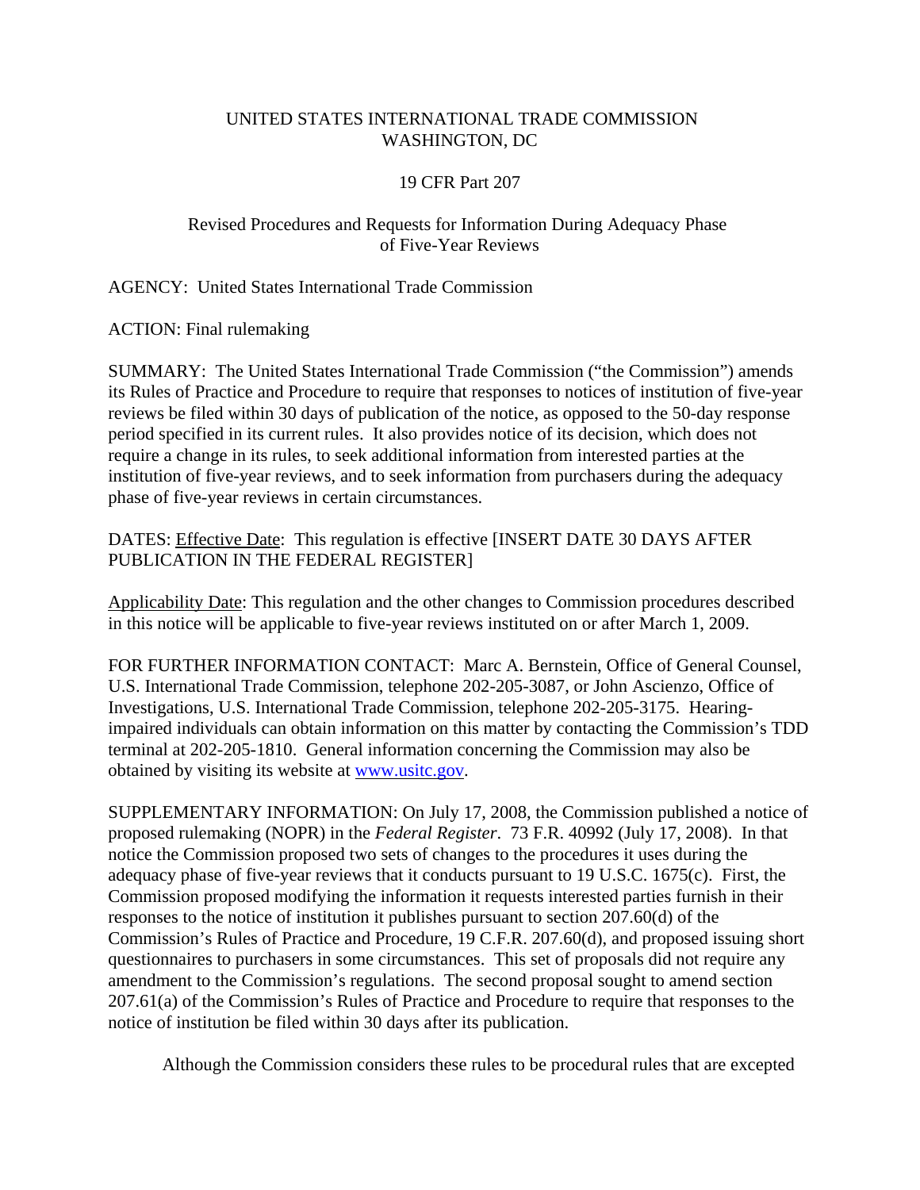UNITED STATES INTERNATIONAL TRADE COMMISSION
WASHINGTON, DC

19 CFR Part 207

Revised Procedures and Requests for Information During Adequacy Phase of Five-Year Reviews

AGENCY: United States International Trade Commission

ACTION: Final rulemaking

SUMMARY: The United States International Trade Commission ("the Commission") amends its Rules of Practice and Procedure to require that responses to notices of institution of five-year reviews be filed within 30 days of publication of the notice, as opposed to the 50-day response period specified in its current rules. It also provides notice of its decision, which does not require a change in its rules, to seek additional information from interested parties at the institution of five-year reviews, and to seek information from purchasers during the adequacy phase of five-year reviews in certain circumstances.

DATES: Effective Date: This regulation is effective [INSERT DATE 30 DAYS AFTER PUBLICATION IN THE FEDERAL REGISTER]

Applicability Date: This regulation and the other changes to Commission procedures described in this notice will be applicable to five-year reviews instituted on or after March 1, 2009.

FOR FURTHER INFORMATION CONTACT: Marc A. Bernstein, Office of General Counsel, U.S. International Trade Commission, telephone 202-205-3087, or John Ascienzo, Office of Investigations, U.S. International Trade Commission, telephone 202-205-3175. Hearing-impaired individuals can obtain information on this matter by contacting the Commission's TDD terminal at 202-205-1810. General information concerning the Commission may also be obtained by visiting its website at www.usitc.gov.

SUPPLEMENTARY INFORMATION: On July 17, 2008, the Commission published a notice of proposed rulemaking (NOPR) in the *Federal Register*. 73 F.R. 40992 (July 17, 2008). In that notice the Commission proposed two sets of changes to the procedures it uses during the adequacy phase of five-year reviews that it conducts pursuant to 19 U.S.C. 1675(c). First, the Commission proposed modifying the information it requests interested parties furnish in their responses to the notice of institution it publishes pursuant to section 207.60(d) of the Commission's Rules of Practice and Procedure, 19 C.F.R. 207.60(d), and proposed issuing short questionnaires to purchasers in some circumstances. This set of proposals did not require any amendment to the Commission's regulations. The second proposal sought to amend section 207.61(a) of the Commission's Rules of Practice and Procedure to require that responses to the notice of institution be filed within 30 days after its publication.

Although the Commission considers these rules to be procedural rules that are excepted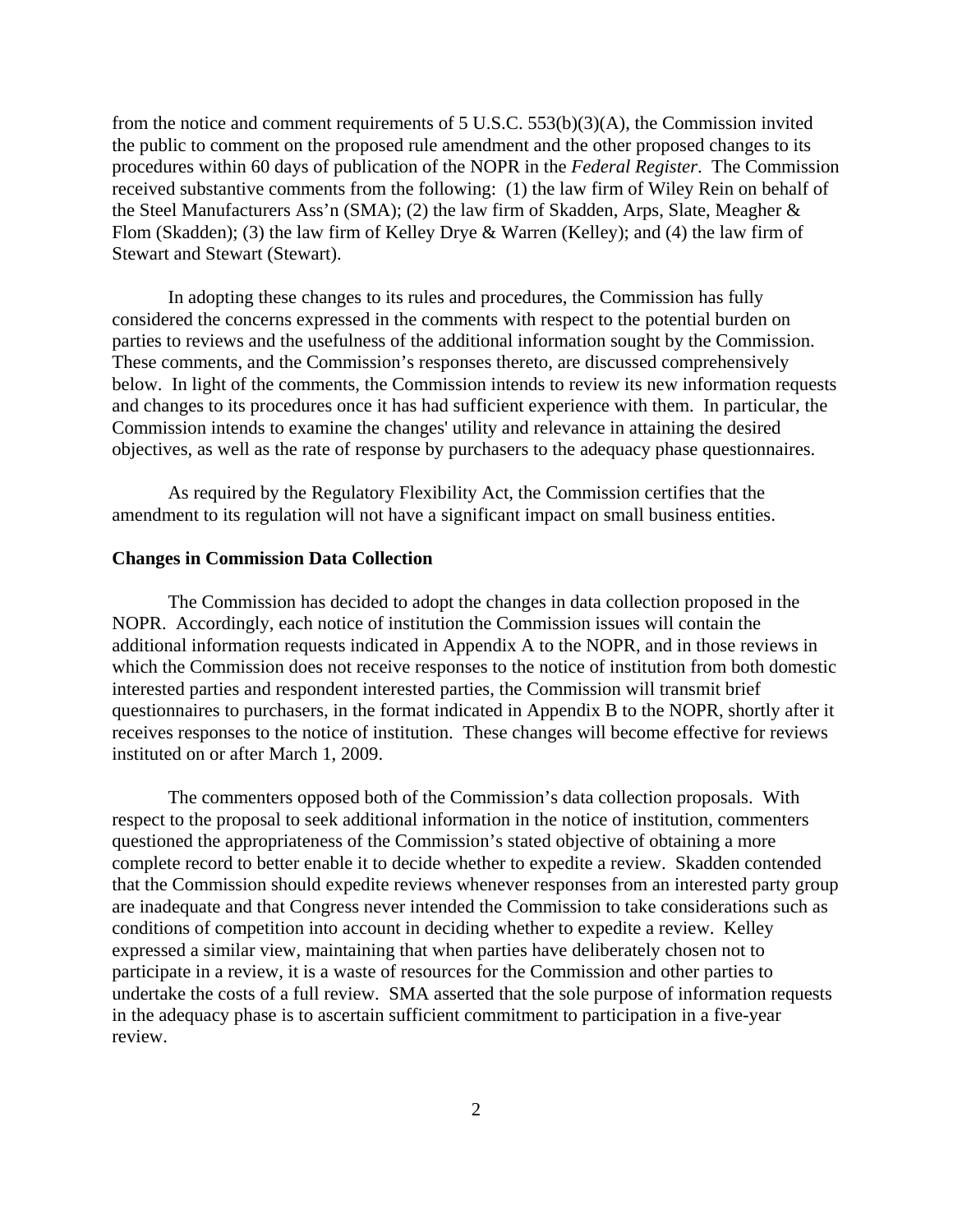from the notice and comment requirements of 5 U.S.C. 553(b)(3)(A), the Commission invited the public to comment on the proposed rule amendment and the other proposed changes to its procedures within 60 days of publication of the NOPR in the *Federal Register*. The Commission received substantive comments from the following: (1) the law firm of Wiley Rein on behalf of the Steel Manufacturers Ass'n (SMA); (2) the law firm of Skadden, Arps, Slate, Meagher & Flom (Skadden); (3) the law firm of Kelley Drye & Warren (Kelley); and (4) the law firm of Stewart and Stewart (Stewart).

In adopting these changes to its rules and procedures, the Commission has fully considered the concerns expressed in the comments with respect to the potential burden on parties to reviews and the usefulness of the additional information sought by the Commission. These comments, and the Commission's responses thereto, are discussed comprehensively below. In light of the comments, the Commission intends to review its new information requests and changes to its procedures once it has had sufficient experience with them. In particular, the Commission intends to examine the changes' utility and relevance in attaining the desired objectives, as well as the rate of response by purchasers to the adequacy phase questionnaires.

As required by the Regulatory Flexibility Act, the Commission certifies that the amendment to its regulation will not have a significant impact on small business entities.

**Changes in Commission Data Collection**

The Commission has decided to adopt the changes in data collection proposed in the NOPR. Accordingly, each notice of institution the Commission issues will contain the additional information requests indicated in Appendix A to the NOPR, and in those reviews in which the Commission does not receive responses to the notice of institution from both domestic interested parties and respondent interested parties, the Commission will transmit brief questionnaires to purchasers, in the format indicated in Appendix B to the NOPR, shortly after it receives responses to the notice of institution. These changes will become effective for reviews instituted on or after March 1, 2009.

The commenters opposed both of the Commission's data collection proposals. With respect to the proposal to seek additional information in the notice of institution, commenters questioned the appropriateness of the Commission's stated objective of obtaining a more complete record to better enable it to decide whether to expedite a review. Skadden contended that the Commission should expedite reviews whenever responses from an interested party group are inadequate and that Congress never intended the Commission to take considerations such as conditions of competition into account in deciding whether to expedite a review. Kelley expressed a similar view, maintaining that when parties have deliberately chosen not to participate in a review, it is a waste of resources for the Commission and other parties to undertake the costs of a full review. SMA asserted that the sole purpose of information requests in the adequacy phase is to ascertain sufficient commitment to participation in a five-year review.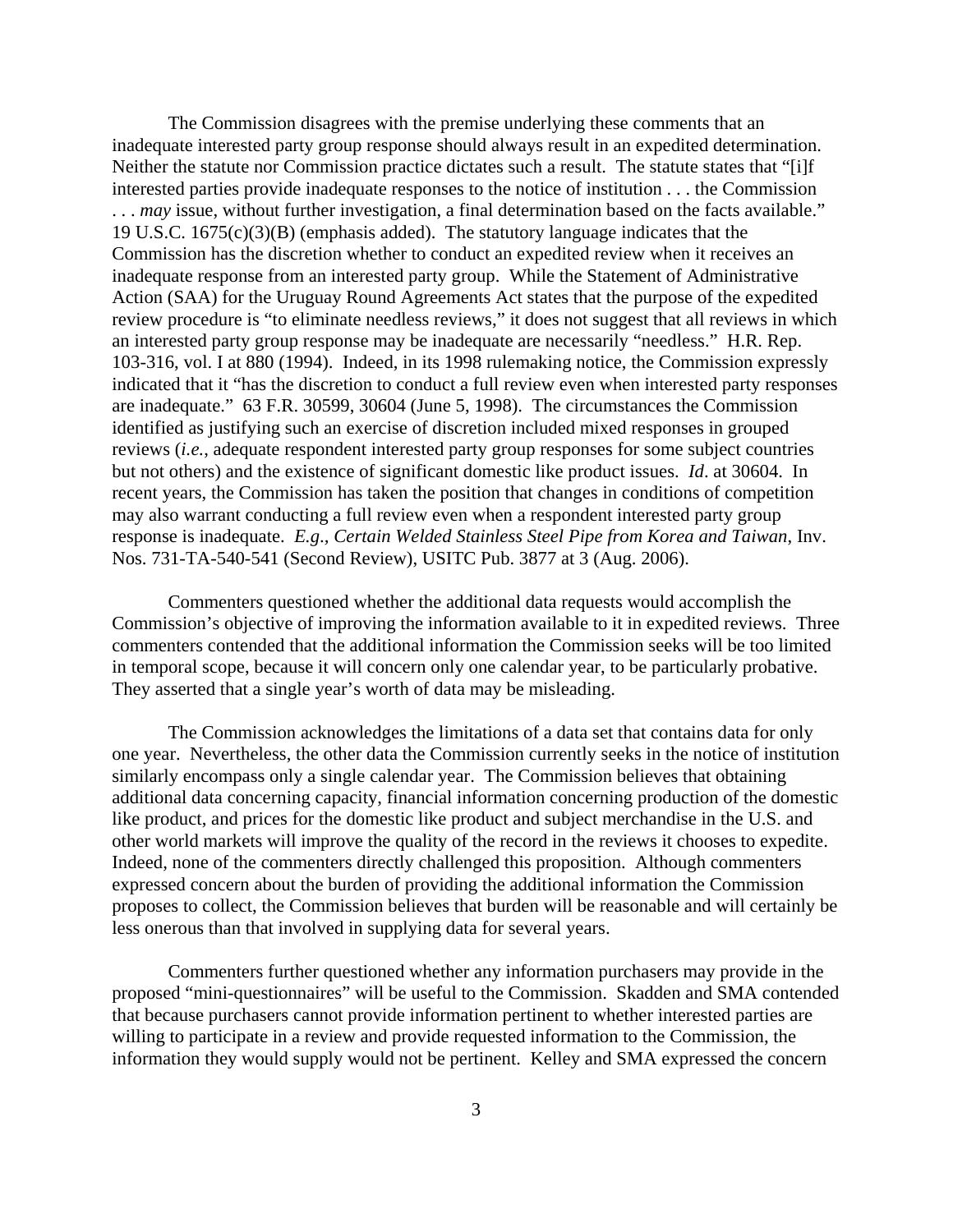The Commission disagrees with the premise underlying these comments that an inadequate interested party group response should always result in an expedited determination. Neither the statute nor Commission practice dictates such a result. The statute states that "[i]f interested parties provide inadequate responses to the notice of institution . . . the Commission . . . *may* issue, without further investigation, a final determination based on the facts available." 19 U.S.C. 1675(c)(3)(B) (emphasis added). The statutory language indicates that the Commission has the discretion whether to conduct an expedited review when it receives an inadequate response from an interested party group. While the Statement of Administrative Action (SAA) for the Uruguay Round Agreements Act states that the purpose of the expedited review procedure is "to eliminate needless reviews," it does not suggest that all reviews in which an interested party group response may be inadequate are necessarily "needless." H.R. Rep. 103-316, vol. I at 880 (1994). Indeed, in its 1998 rulemaking notice, the Commission expressly indicated that it "has the discretion to conduct a full review even when interested party responses are inadequate." 63 F.R. 30599, 30604 (June 5, 1998). The circumstances the Commission identified as justifying such an exercise of discretion included mixed responses in grouped reviews (*i.e.*, adequate respondent interested party group responses for some subject countries but not others) and the existence of significant domestic like product issues. *Id*. at 30604. In recent years, the Commission has taken the position that changes in conditions of competition may also warrant conducting a full review even when a respondent interested party group response is inadequate. *E.g.*, *Certain Welded Stainless Steel Pipe from Korea and Taiwan*, Inv. Nos. 731-TA-540-541 (Second Review), USITC Pub. 3877 at 3 (Aug. 2006).

Commenters questioned whether the additional data requests would accomplish the Commission's objective of improving the information available to it in expedited reviews. Three commenters contended that the additional information the Commission seeks will be too limited in temporal scope, because it will concern only one calendar year, to be particularly probative. They asserted that a single year's worth of data may be misleading.

The Commission acknowledges the limitations of a data set that contains data for only one year. Nevertheless, the other data the Commission currently seeks in the notice of institution similarly encompass only a single calendar year. The Commission believes that obtaining additional data concerning capacity, financial information concerning production of the domestic like product, and prices for the domestic like product and subject merchandise in the U.S. and other world markets will improve the quality of the record in the reviews it chooses to expedite. Indeed, none of the commenters directly challenged this proposition. Although commenters expressed concern about the burden of providing the additional information the Commission proposes to collect, the Commission believes that burden will be reasonable and will certainly be less onerous than that involved in supplying data for several years.

Commenters further questioned whether any information purchasers may provide in the proposed "mini-questionnaires" will be useful to the Commission. Skadden and SMA contended that because purchasers cannot provide information pertinent to whether interested parties are willing to participate in a review and provide requested information to the Commission, the information they would supply would not be pertinent. Kelley and SMA expressed the concern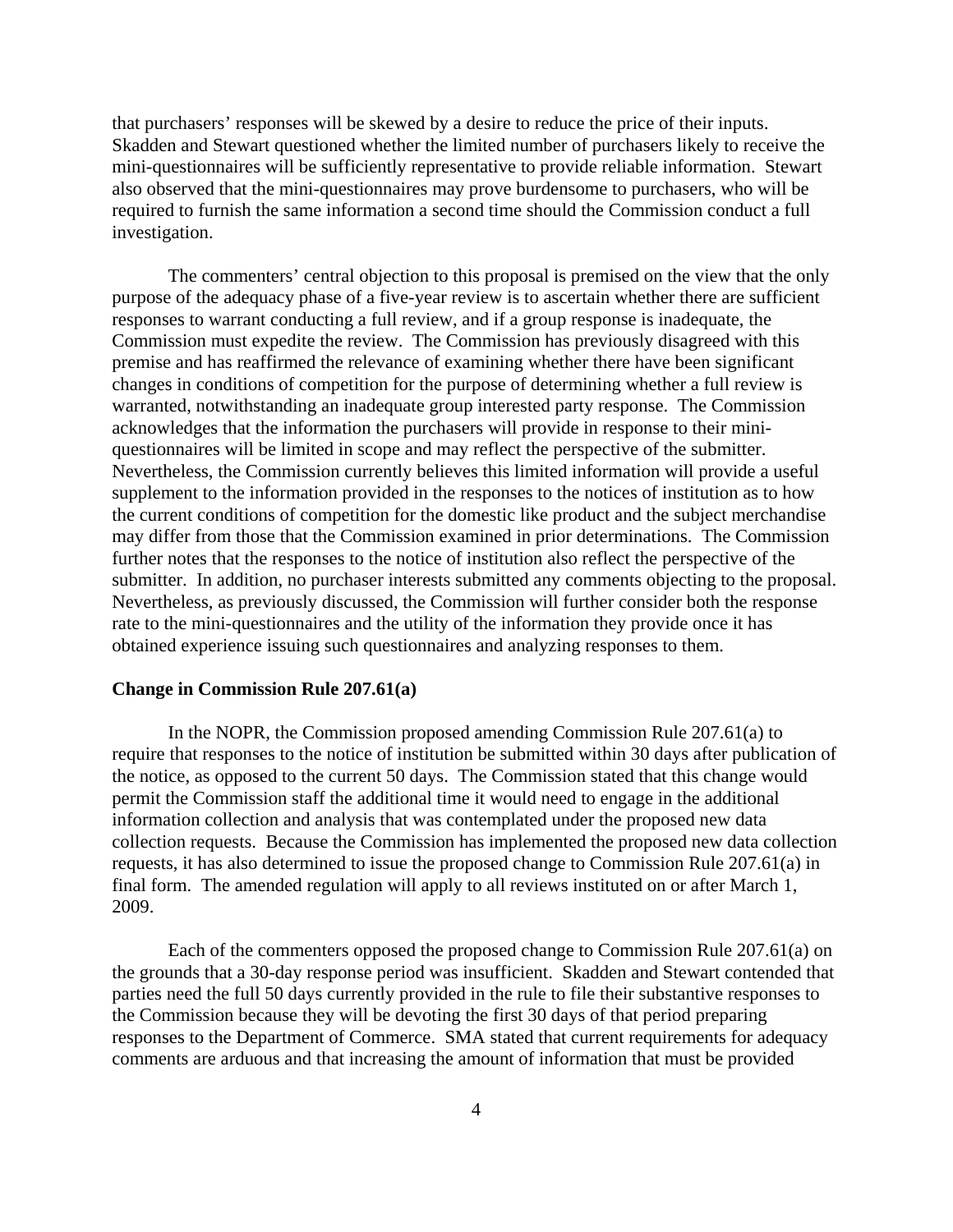that purchasers' responses will be skewed by a desire to reduce the price of their inputs. Skadden and Stewart questioned whether the limited number of purchasers likely to receive the mini-questionnaires will be sufficiently representative to provide reliable information. Stewart also observed that the mini-questionnaires may prove burdensome to purchasers, who will be required to furnish the same information a second time should the Commission conduct a full investigation.

The commenters' central objection to this proposal is premised on the view that the only purpose of the adequacy phase of a five-year review is to ascertain whether there are sufficient responses to warrant conducting a full review, and if a group response is inadequate, the Commission must expedite the review. The Commission has previously disagreed with this premise and has reaffirmed the relevance of examining whether there have been significant changes in conditions of competition for the purpose of determining whether a full review is warranted, notwithstanding an inadequate group interested party response. The Commission acknowledges that the information the purchasers will provide in response to their mini-questionnaires will be limited in scope and may reflect the perspective of the submitter. Nevertheless, the Commission currently believes this limited information will provide a useful supplement to the information provided in the responses to the notices of institution as to how the current conditions of competition for the domestic like product and the subject merchandise may differ from those that the Commission examined in prior determinations. The Commission further notes that the responses to the notice of institution also reflect the perspective of the submitter. In addition, no purchaser interests submitted any comments objecting to the proposal. Nevertheless, as previously discussed, the Commission will further consider both the response rate to the mini-questionnaires and the utility of the information they provide once it has obtained experience issuing such questionnaires and analyzing responses to them.

**Change in Commission Rule 207.61(a)**

In the NOPR, the Commission proposed amending Commission Rule 207.61(a) to require that responses to the notice of institution be submitted within 30 days after publication of the notice, as opposed to the current 50 days. The Commission stated that this change would permit the Commission staff the additional time it would need to engage in the additional information collection and analysis that was contemplated under the proposed new data collection requests. Because the Commission has implemented the proposed new data collection requests, it has also determined to issue the proposed change to Commission Rule 207.61(a) in final form. The amended regulation will apply to all reviews instituted on or after March 1, 2009.

Each of the commenters opposed the proposed change to Commission Rule 207.61(a) on the grounds that a 30-day response period was insufficient. Skadden and Stewart contended that parties need the full 50 days currently provided in the rule to file their substantive responses to the Commission because they will be devoting the first 30 days of that period preparing responses to the Department of Commerce. SMA stated that current requirements for adequacy comments are arduous and that increasing the amount of information that must be provided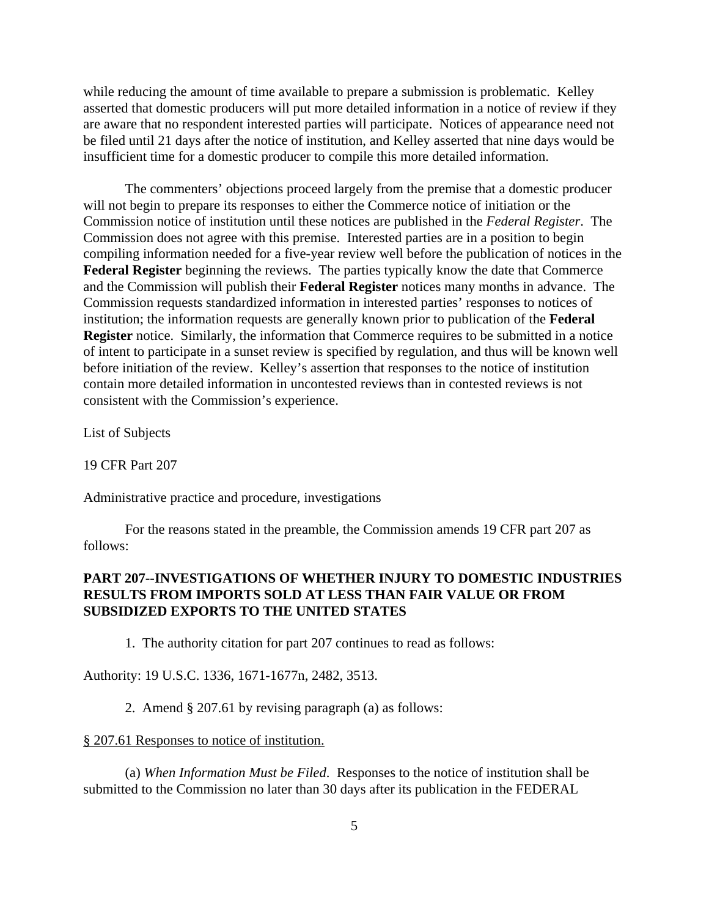while reducing the amount of time available to prepare a submission is problematic. Kelley asserted that domestic producers will put more detailed information in a notice of review if they are aware that no respondent interested parties will participate. Notices of appearance need not be filed until 21 days after the notice of institution, and Kelley asserted that nine days would be insufficient time for a domestic producer to compile this more detailed information.

The commenters' objections proceed largely from the premise that a domestic producer will not begin to prepare its responses to either the Commerce notice of initiation or the Commission notice of institution until these notices are published in the *Federal Register*. The Commission does not agree with this premise. Interested parties are in a position to begin compiling information needed for a five-year review well before the publication of notices in the **Federal Register** beginning the reviews. The parties typically know the date that Commerce and the Commission will publish their **Federal Register** notices many months in advance. The Commission requests standardized information in interested parties' responses to notices of institution; the information requests are generally known prior to publication of the **Federal Register** notice. Similarly, the information that Commerce requires to be submitted in a notice of intent to participate in a sunset review is specified by regulation, and thus will be known well before initiation of the review. Kelley's assertion that responses to the notice of institution contain more detailed information in uncontested reviews than in contested reviews is not consistent with the Commission's experience.

List of Subjects

19 CFR Part 207

Administrative practice and procedure, investigations

For the reasons stated in the preamble, the Commission amends 19 CFR part 207 as follows:

**PART 207--INVESTIGATIONS OF WHETHER INJURY TO DOMESTIC INDUSTRIES RESULTS FROM IMPORTS SOLD AT LESS THAN FAIR VALUE OR FROM SUBSIDIZED EXPORTS TO THE UNITED STATES**

1. The authority citation for part 207 continues to read as follows:

Authority: 19 U.S.C. 1336, 1671-1677n, 2482, 3513.

2. Amend § 207.61 by revising paragraph (a) as follows:

§ 207.61 Responses to notice of institution.

(a) *When Information Must be Filed*. Responses to the notice of institution shall be submitted to the Commission no later than 30 days after its publication in the FEDERAL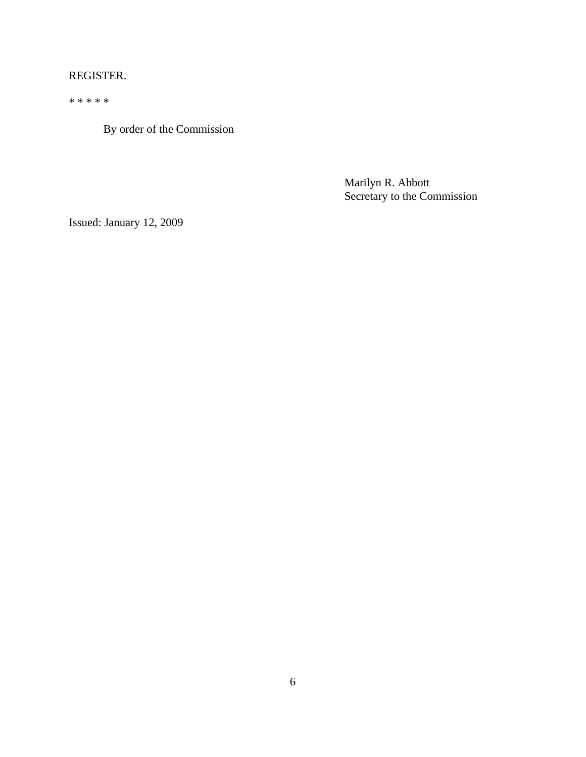REGISTER.

* * * * *

By order of the Commission

Marilyn R. Abbott
Secretary to the Commission

Issued: January 12, 2009